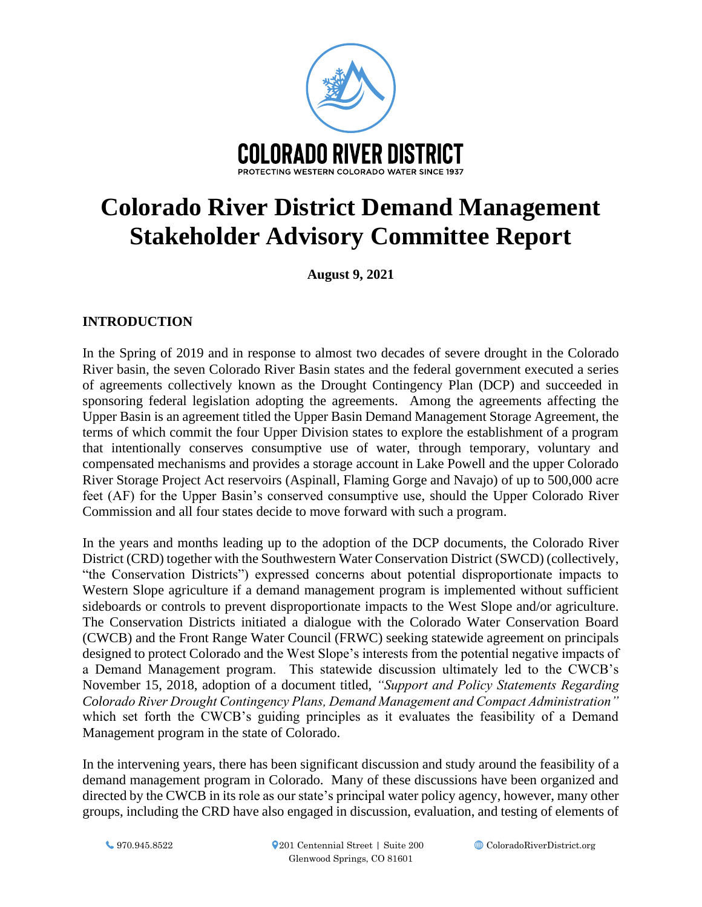COLORADO RIVER DISTRICT

PROTECTING WESTERN COLORADO WATER SINCE 1937

# Colorado River District Demand Management Stakeholder Advisory Committee Report

**August 9, 2021**

## INTRODUCTION

In the Spring of 2019 and in response to almost two decades of severe drought in the Colorado River basin, the seven Colorado River Basin states and the federal government executed a series of agreements collectively known as the Drought Contingency Plan (DCP) and succeeded in sponsoring federal legislation adopting the agreements. Among the agreements affecting the Upper Basin is an agreement titled the Upper Basin Demand Management Storage Agreement, the terms of which commit the four Upper Division states to explore the establishment of a program that intentionally conserves consumptive use of water, through temporary, voluntary and compensated mechanisms and provides a storage account in Lake Powell and the upper Colorado River Storage Project Act reservoirs (Aspinall, Flaming Gorge and Navajo) of up to 500,000 acre feet (AF) for the Upper Basin's conserved consumptive use, should the Upper Colorado River Commission and all four states decide to move forward with such a program.

In the years and months leading up to the adoption of the DCP documents, the Colorado River District (CRD) together with the Southwestern Water Conservation District (SWCD) (collectively, "the Conservation Districts") expressed concerns about potential disproportionate impacts to Western Slope agriculture if a demand management program is implemented without sufficient sideboards or controls to prevent disproportionate impacts to the West Slope and/or agriculture. The Conservation Districts initiated a dialogue with the Colorado Water Conservation Board (CWCB) and the Front Range Water Council (FRWC) seeking statewide agreement on principals designed to protect Colorado and the West Slope's interests from the potential negative impacts of a Demand Management program. This statewide discussion ultimately led to the CWCB's November 15, 2018, adoption of a document titled, *"Support and Policy Statements Regarding Colorado River Drought Contingency Plans, Demand Management and Compact Administration"* which set forth the CWCB's guiding principles as it evaluates the feasibility of a Demand Management program in the state of Colorado.

In the intervening years, there has been significant discussion and study around the feasibility of a demand management program in Colorado. Many of these discussions have been organized and directed by the CWCB in its role as our state's principal water policy agency, however, many other groups, including the CRD have also engaged in discussion, evaluation, and testing of elements of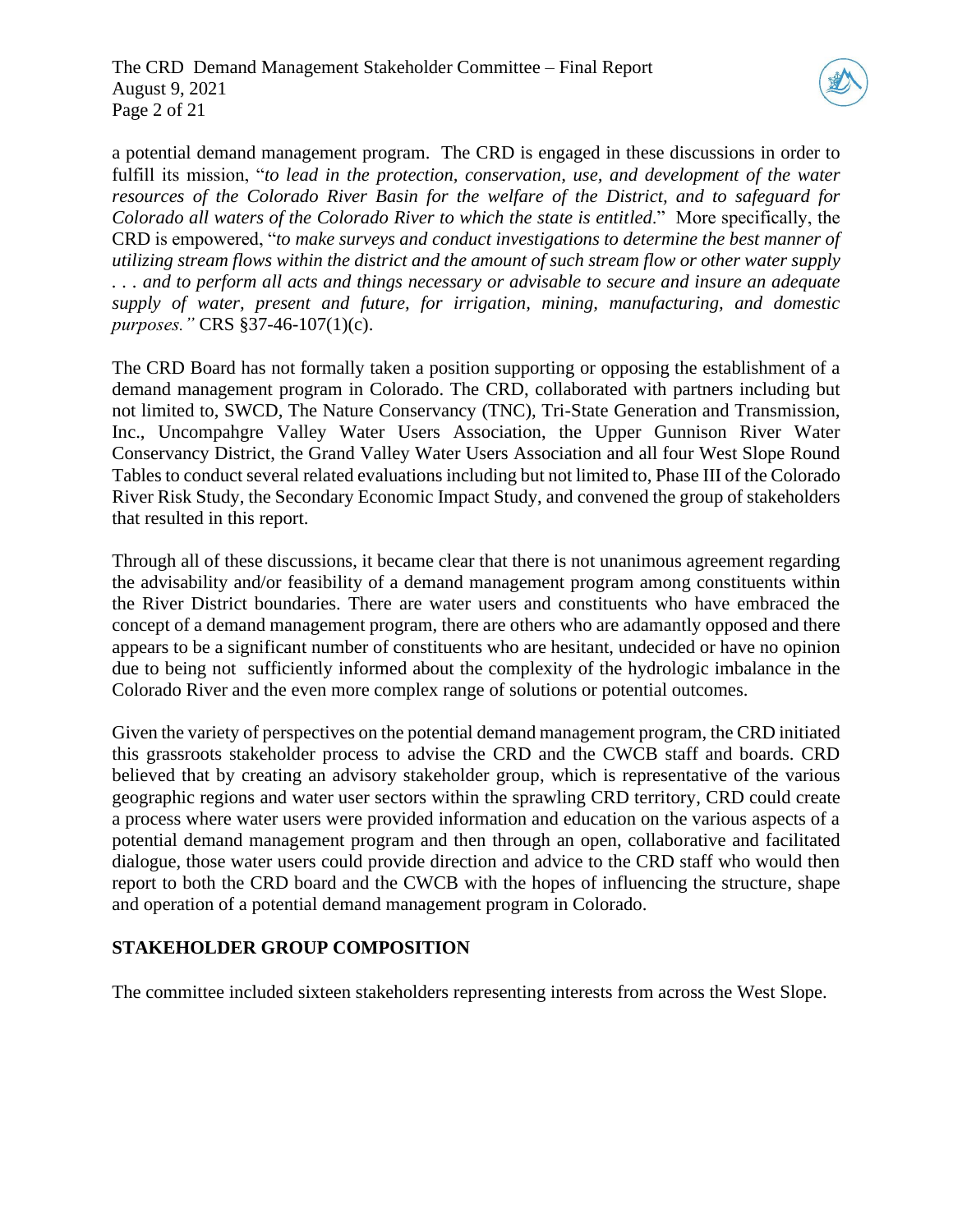a potential demand management program. The CRD is engaged in these discussions in order to fulfill its mission, "*to lead in the protection, conservation, use, and development of the water resources of the Colorado River Basin for the welfare of the District, and to safeguard for Colorado all waters of the Colorado River to which the state is entitled*." More specifically, the CRD is empowered, "*to make surveys and conduct investigations to determine the best manner of utilizing stream flows within the district and the amount of such stream flow or other water supply . . . and to perform all acts and things necessary or advisable to secure and insure an adequate supply of water, present and future, for irrigation, mining, manufacturing, and domestic purposes.*" CRS §37-46-107(1)(c).

The CRD Board has not formally taken a position supporting or opposing the establishment of a demand management program in Colorado. The CRD, collaborated with partners including but not limited to, SWCD, The Nature Conservancy (TNC), Tri-State Generation and Transmission, Inc., Uncompahgre Valley Water Users Association, the Upper Gunnison River Water Conservancy District, the Grand Valley Water Users Association and all four West Slope Round Tables to conduct several related evaluations including but not limited to, Phase III of the Colorado River Risk Study, the Secondary Economic Impact Study, and convened the group of stakeholders that resulted in this report.

Through all of these discussions, it became clear that there is not unanimous agreement regarding the advisability and/or feasibility of a demand management program among constituents within the River District boundaries. There are water users and constituents who have embraced the concept of a demand management program, there are others who are adamantly opposed and there appears to be a significant number of constituents who are hesitant, undecided or have no opinion due to being not sufficiently informed about the complexity of the hydrologic imbalance in the Colorado River and the even more complex range of solutions or potential outcomes.

Given the variety of perspectives on the potential demand management program, the CRD initiated this grassroots stakeholder process to advise the CRD and the CWCB staff and boards. CRD believed that by creating an advisory stakeholder group, which is representative of the various geographic regions and water user sectors within the sprawling CRD territory, CRD could create a process where water users were provided information and education on the various aspects of a potential demand management program and then through an open, collaborative and facilitated dialogue, those water users could provide direction and advice to the CRD staff who would then report to both the CRD board and the CWCB with the hopes of influencing the structure, shape and operation of a potential demand management program in Colorado.

## STAKEHOLDER GROUP COMPOSITION

The committee included sixteen stakeholders representing interests from across the West Slope.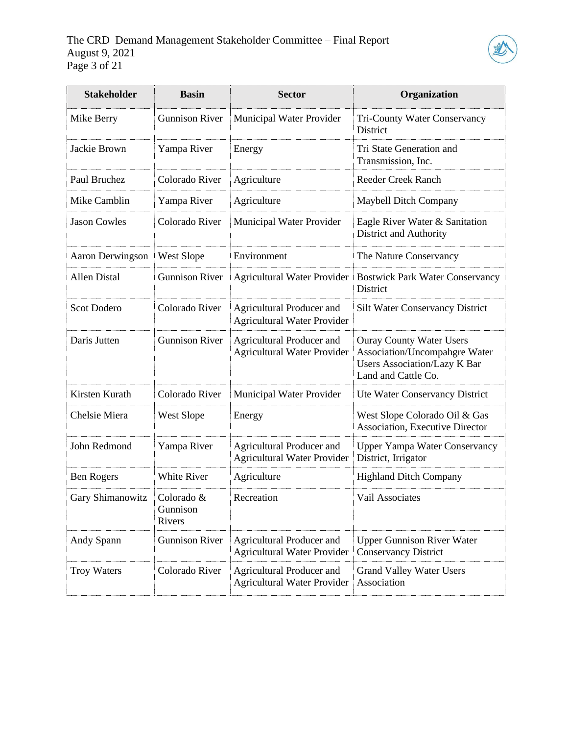| Stakeholder | Basin | Sector | Organization |
|---|---|---|---|
| Mike Berry | Gunnison River | Municipal Water Provider | Tri-County Water Conservancy District |
| Jackie Brown | Yampa River | Energy | Tri State Generation and Transmission, Inc. |
| Paul Bruchez | Colorado River | Agriculture | Reeder Creek Ranch |
| Mike Camblin | Yampa River | Agriculture | Maybell Ditch Company |
| Jason Cowles | Colorado River | Municipal Water Provider | Eagle River Water & Sanitation District and Authority |
| Aaron Derwingson | West Slope | Environment | The Nature Conservancy |
| Allen Distal | Gunnison River | Agricultural Water Provider | Bostwick Park Water Conservancy District |
| Scot Dodero | Colorado River | Agricultural Producer and Agricultural Water Provider | Silt Water Conservancy District |
| Daris Jutten | Gunnison River | Agricultural Producer and Agricultural Water Provider | Ouray County Water Users Association/Uncompahgre Water Users Association/Lazy K Bar Land and Cattle Co. |
| Kirsten Kurath | Colorado River | Municipal Water Provider | Ute Water Conservancy District |
| Chelsie Miera | West Slope | Energy | West Slope Colorado Oil & Gas Association, Executive Director |
| John Redmond | Yampa River | Agricultural Producer and Agricultural Water Provider | Upper Yampa Water Conservancy District, Irrigator |
| Ben Rogers | White River | Agriculture | Highland Ditch Company |
| Gary Shimanowitz | Colorado & Gunnison Rivers | Recreation | Vail Associates |
| Andy Spann | Gunnison River | Agricultural Producer and Agricultural Water Provider | Upper Gunnison River Water Conservancy District |
| Troy Waters | Colorado River | Agricultural Producer and Agricultural Water Provider | Grand Valley Water Users Association |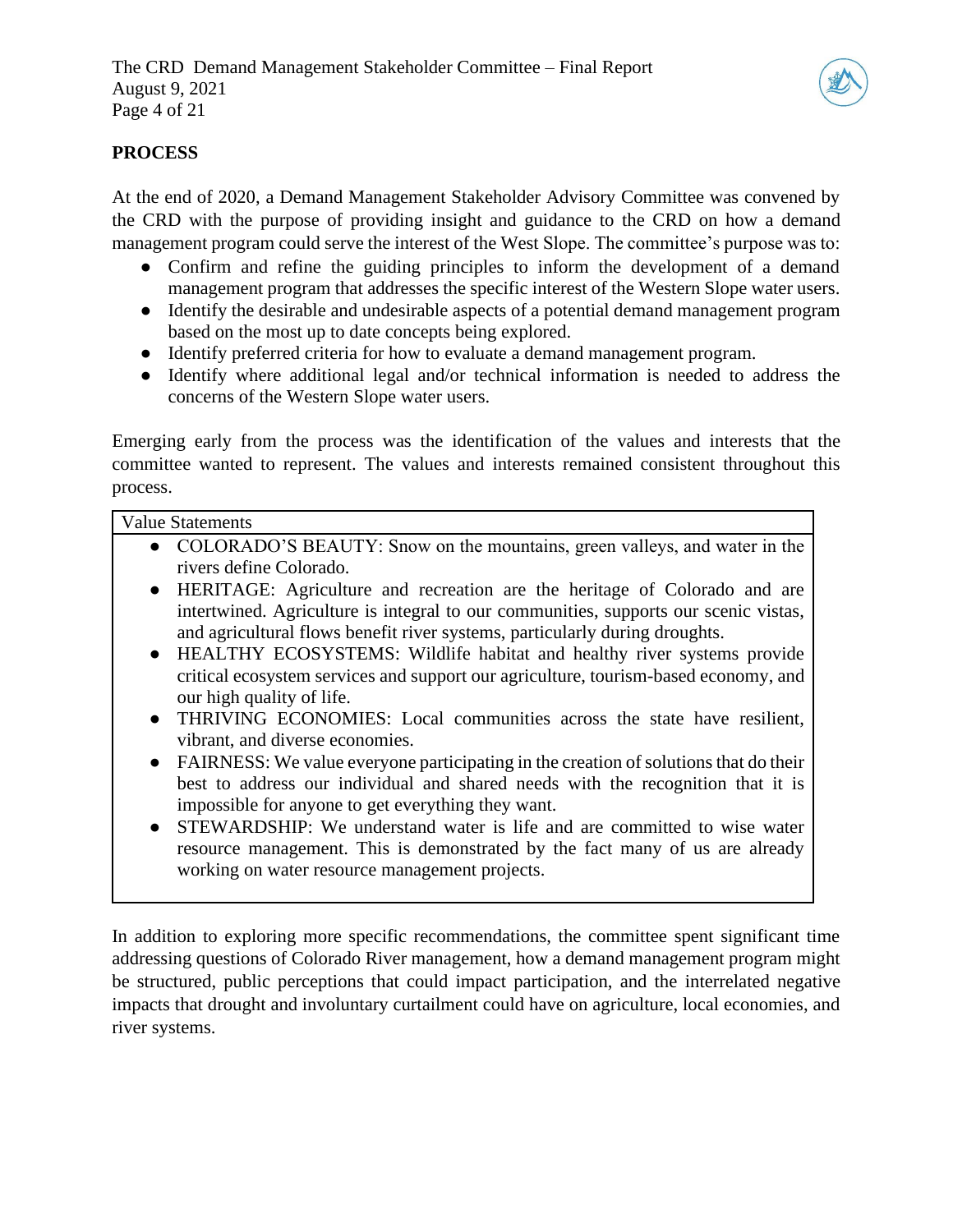## PROCESS

At the end of 2020, a Demand Management Stakeholder Advisory Committee was convened by the CRD with the purpose of providing insight and guidance to the CRD on how a demand management program could serve the interest of the West Slope. The committee's purpose was to:

- Confirm and refine the guiding principles to inform the development of a demand management program that addresses the specific interest of the Western Slope water users.
- Identify the desirable and undesirable aspects of a potential demand management program based on the most up to date concepts being explored.
- Identify preferred criteria for how to evaluate a demand management program.
- Identify where additional legal and/or technical information is needed to address the concerns of the Western Slope water users.

Emerging early from the process was the identification of the values and interests that the committee wanted to represent. The values and interests remained consistent throughout this process.

| Value Statements |
| --- |
| • COLORADO'S BEAUTY: Snow on the mountains, green valleys, and water in the rivers define Colorado.<br>• HERITAGE: Agriculture and recreation are the heritage of Colorado and are intertwined. Agriculture is integral to our communities, supports our scenic vistas, and agricultural flows benefit river systems, particularly during droughts.<br>• HEALTHY ECOSYSTEMS: Wildlife habitat and healthy river systems provide critical ecosystem services and support our agriculture, tourism-based economy, and our high quality of life.<br>• THRIVING ECONOMIES: Local communities across the state have resilient, vibrant, and diverse economies.<br>• FAIRNESS: We value everyone participating in the creation of solutions that do their best to address our individual and shared needs with the recognition that it is impossible for anyone to get everything they want.<br>• STEWARDSHIP: We understand water is life and are committed to wise water resource management. This is demonstrated by the fact many of us are already working on water resource management projects. |

In addition to exploring more specific recommendations, the committee spent significant time addressing questions of Colorado River management, how a demand management program might be structured, public perceptions that could impact participation, and the interrelated negative impacts that drought and involuntary curtailment could have on agriculture, local economies, and river systems.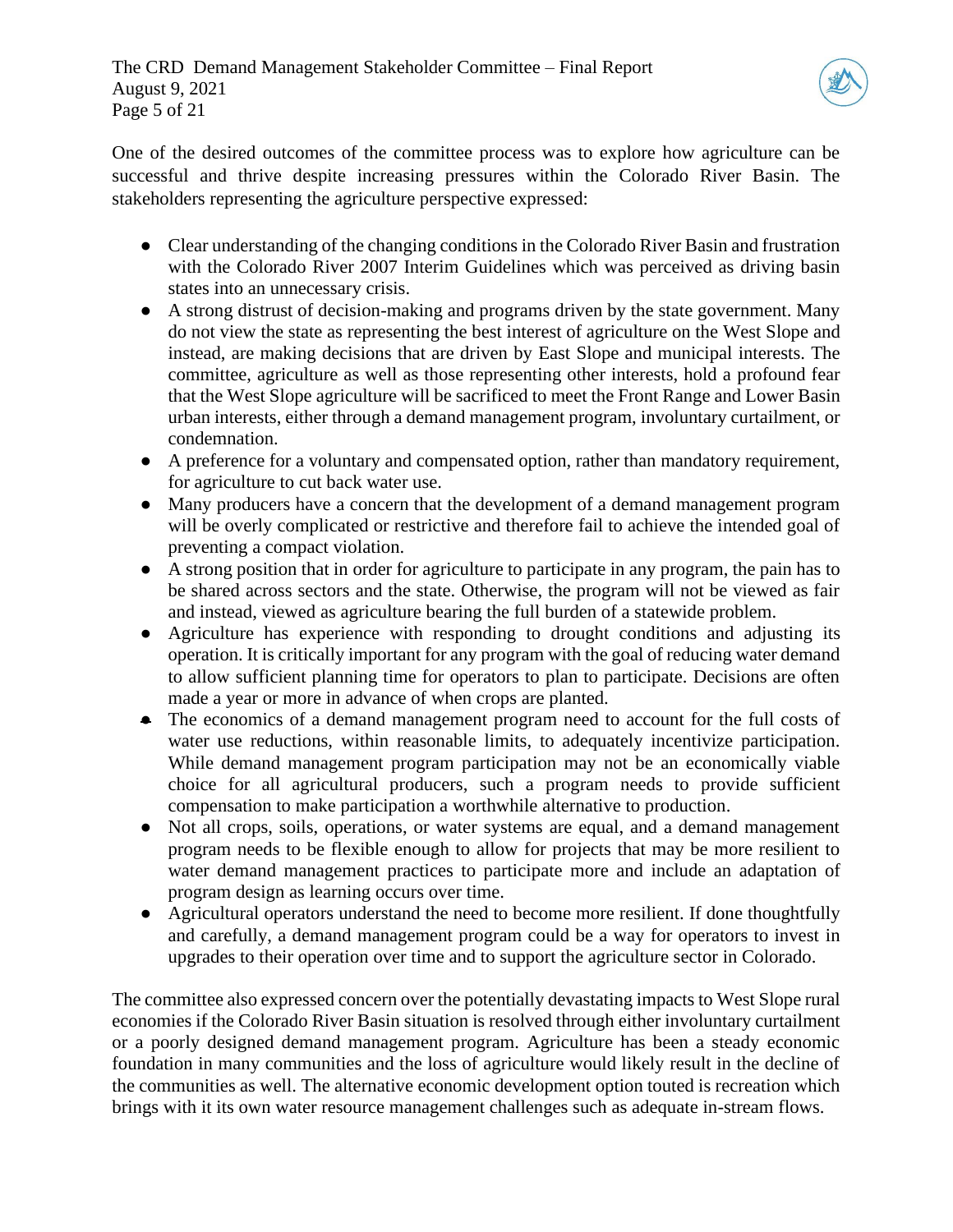One of the desired outcomes of the committee process was to explore how agriculture can be successful and thrive despite increasing pressures within the Colorado River Basin. The stakeholders representing the agriculture perspective expressed:

- Clear understanding of the changing conditions in the Colorado River Basin and frustration with the Colorado River 2007 Interim Guidelines which was perceived as driving basin states into an unnecessary crisis.
- A strong distrust of decision-making and programs driven by the state government. Many do not view the state as representing the best interest of agriculture on the West Slope and instead, are making decisions that are driven by East Slope and municipal interests. The committee, agriculture as well as those representing other interests, hold a profound fear that the West Slope agriculture will be sacrificed to meet the Front Range and Lower Basin urban interests, either through a demand management program, involuntary curtailment, or condemnation.
- A preference for a voluntary and compensated option, rather than mandatory requirement, for agriculture to cut back water use.
- Many producers have a concern that the development of a demand management program will be overly complicated or restrictive and therefore fail to achieve the intended goal of preventing a compact violation.
- A strong position that in order for agriculture to participate in any program, the pain has to be shared across sectors and the state. Otherwise, the program will not be viewed as fair and instead, viewed as agriculture bearing the full burden of a statewide problem.
- Agriculture has experience with responding to drought conditions and adjusting its operation. It is critically important for any program with the goal of reducing water demand to allow sufficient planning time for operators to plan to participate. Decisions are often made a year or more in advance of when crops are planted.
- The economics of a demand management program need to account for the full costs of water use reductions, within reasonable limits, to adequately incentivize participation. While demand management program participation may not be an economically viable choice for all agricultural producers, such a program needs to provide sufficient compensation to make participation a worthwhile alternative to production.
- Not all crops, soils, operations, or water systems are equal, and a demand management program needs to be flexible enough to allow for projects that may be more resilient to water demand management practices to participate more and include an adaptation of program design as learning occurs over time.
- Agricultural operators understand the need to become more resilient. If done thoughtfully and carefully, a demand management program could be a way for operators to invest in upgrades to their operation over time and to support the agriculture sector in Colorado.

The committee also expressed concern over the potentially devastating impacts to West Slope rural economies if the Colorado River Basin situation is resolved through either involuntary curtailment or a poorly designed demand management program. Agriculture has been a steady economic foundation in many communities and the loss of agriculture would likely result in the decline of the communities as well. The alternative economic development option touted is recreation which brings with it its own water resource management challenges such as adequate in-stream flows.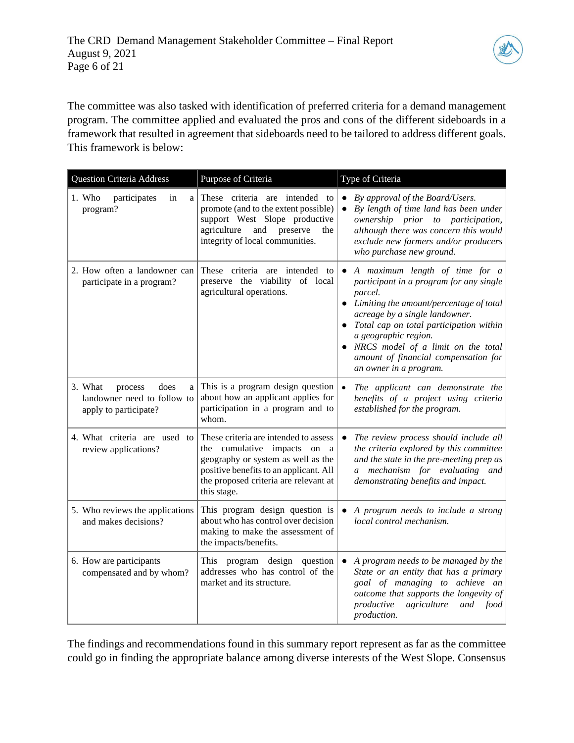The committee was also tasked with identification of preferred criteria for a demand management program. The committee applied and evaluated the pros and cons of the different sideboards in a framework that resulted in agreement that sideboards need to be tailored to address different goals. This framework is below:

| Question Criteria Address | Purpose of Criteria | Type of Criteria |
|---|---|---|
| 1. Who participates in a program? | These criteria are intended to promote (and to the extent possible) support West Slope productive agriculture and preserve the integrity of local communities. | • *By approval of the Board/Users.*<br>• *By length of time land has been under ownership prior to participation, although there was concern this would exclude new farmers and/or producers who purchase new ground.* |
| 2. How often a landowner can participate in a program? | These criteria are intended to preserve the viability of local agricultural operations. | • *A maximum length of time for a participant in a program for any single parcel.*<br>• *Limiting the amount/percentage of total acreage by a single landowner.*<br>• *Total cap on total participation within a geographic region.*<br>• *NRCS model of a limit on the total amount of financial compensation for an owner in a program.* |
| 3. What process does a landowner need to follow to apply to participate? | This is a program design question about how an applicant applies for participation in a program and to whom. | • *The applicant can demonstrate the benefits of a project using criteria established for the program.* |
| 4. What criteria are used to review applications? | These criteria are intended to assess the cumulative impacts on a geography or system as well as the positive benefits to an applicant. All the proposed criteria are relevant at this stage. | • *The review process should include all the criteria explored by this committee and the state in the pre-meeting prep as a mechanism for evaluating and demonstrating benefits and impact.* |
| 5. Who reviews the applications and makes decisions? | This program design question is about who has control over decision making to make the assessment of the impacts/benefits. | • *A program needs to include a strong local control mechanism.* |
| 6. How are participants compensated and by whom? | This program design question addresses who has control of the market and its structure. | • *A program needs to be managed by the State or an entity that has a primary goal of managing to achieve an outcome that supports the longevity of productive agriculture and food production.* |

The findings and recommendations found in this summary report represent as far as the committee could go in finding the appropriate balance among diverse interests of the West Slope. Consensus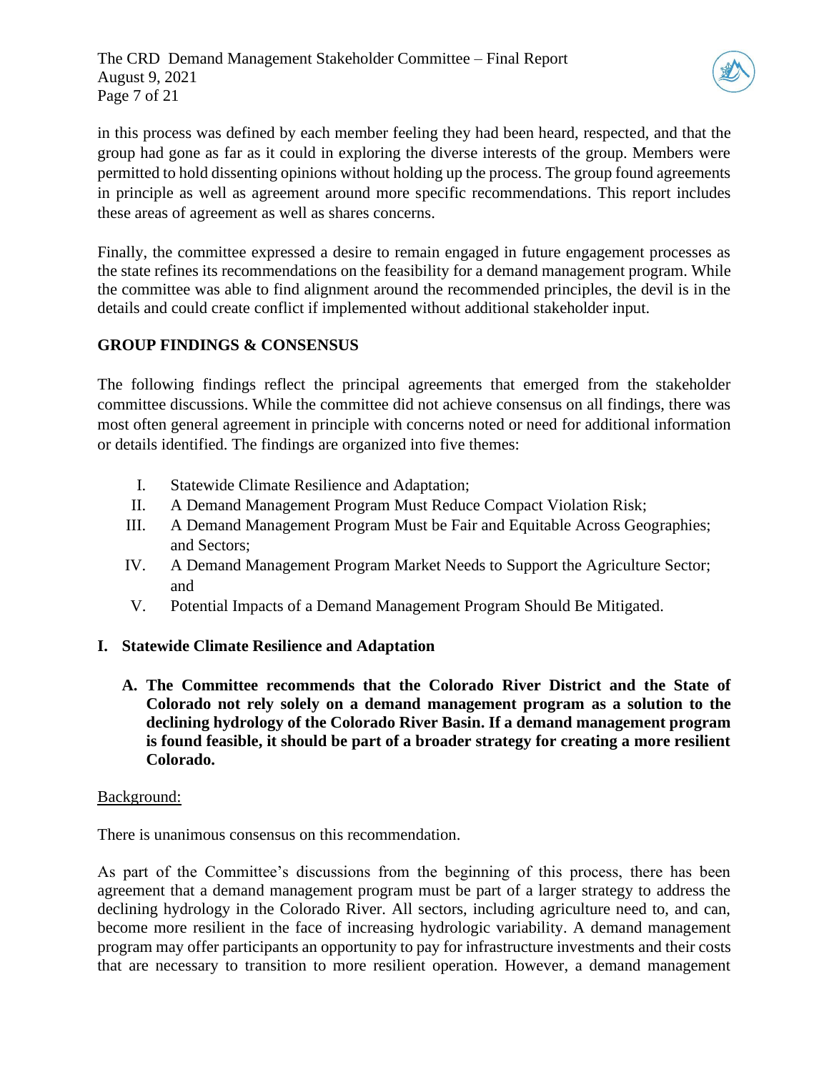in this process was defined by each member feeling they had been heard, respected, and that the group had gone as far as it could in exploring the diverse interests of the group. Members were permitted to hold dissenting opinions without holding up the process. The group found agreements in principle as well as agreement around more specific recommendations. This report includes these areas of agreement as well as shares concerns.

Finally, the committee expressed a desire to remain engaged in future engagement processes as the state refines its recommendations on the feasibility for a demand management program. While the committee was able to find alignment around the recommended principles, the devil is in the details and could create conflict if implemented without additional stakeholder input.

## GROUP FINDINGS & CONSENSUS

The following findings reflect the principal agreements that emerged from the stakeholder committee discussions. While the committee did not achieve consensus on all findings, there was most often general agreement in principle with concerns noted or need for additional information or details identified. The findings are organized into five themes:

I. Statewide Climate Resilience and Adaptation;
II. A Demand Management Program Must Reduce Compact Violation Risk;
III. A Demand Management Program Must be Fair and Equitable Across Geographies; and Sectors;
IV. A Demand Management Program Market Needs to Support the Agriculture Sector; and
V. Potential Impacts of a Demand Management Program Should Be Mitigated.

### I. Statewide Climate Resilience and Adaptation

**A. The Committee recommends that the Colorado River District and the State of Colorado not rely solely on a demand management program as a solution to the declining hydrology of the Colorado River Basin. If a demand management program is found feasible, it should be part of a broader strategy for creating a more resilient Colorado.**

Background:

There is unanimous consensus on this recommendation.

As part of the Committee's discussions from the beginning of this process, there has been agreement that a demand management program must be part of a larger strategy to address the declining hydrology in the Colorado River. All sectors, including agriculture need to, and can, become more resilient in the face of increasing hydrologic variability. A demand management program may offer participants an opportunity to pay for infrastructure investments and their costs that are necessary to transition to more resilient operation. However, a demand management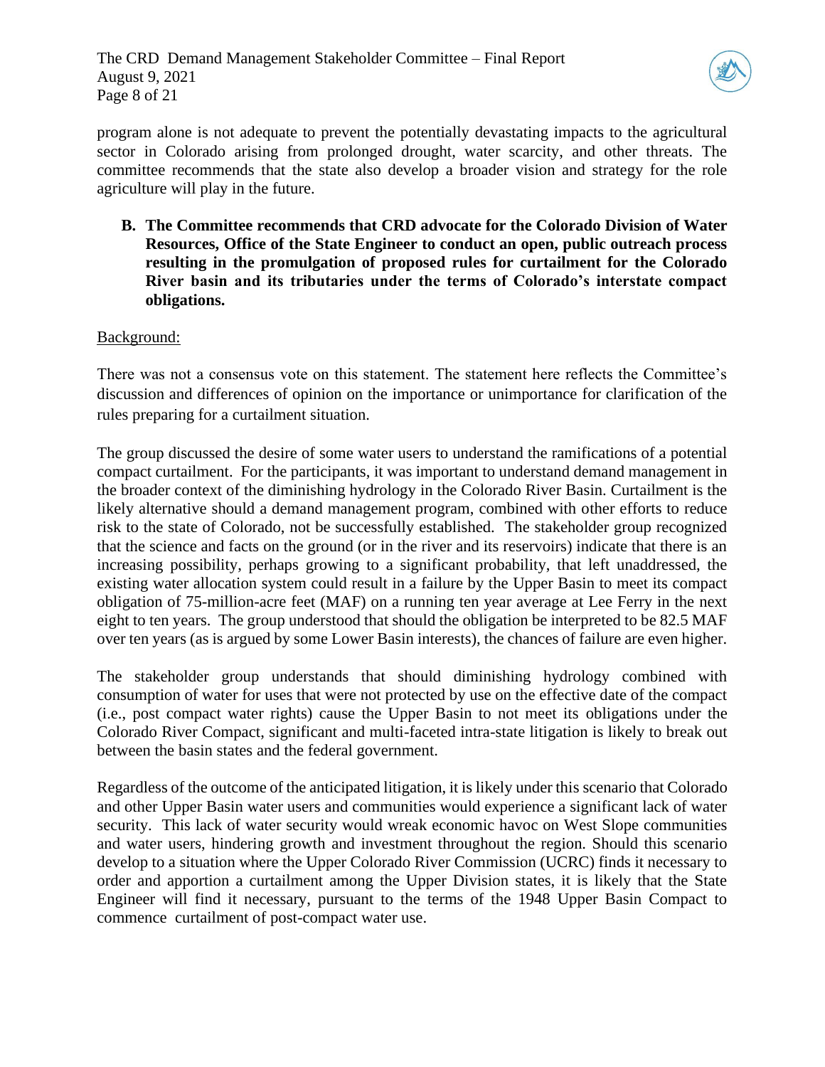program alone is not adequate to prevent the potentially devastating impacts to the agricultural sector in Colorado arising from prolonged drought, water scarcity, and other threats. The committee recommends that the state also develop a broader vision and strategy for the role agriculture will play in the future.

**B. The Committee recommends that CRD advocate for the Colorado Division of Water Resources, Office of the State Engineer to conduct an open, public outreach process resulting in the promulgation of proposed rules for curtailment for the Colorado River basin and its tributaries under the terms of Colorado's interstate compact obligations.**

Background:

There was not a consensus vote on this statement. The statement here reflects the Committee's discussion and differences of opinion on the importance or unimportance for clarification of the rules preparing for a curtailment situation.

The group discussed the desire of some water users to understand the ramifications of a potential compact curtailment. For the participants, it was important to understand demand management in the broader context of the diminishing hydrology in the Colorado River Basin. Curtailment is the likely alternative should a demand management program, combined with other efforts to reduce risk to the state of Colorado, not be successfully established. The stakeholder group recognized that the science and facts on the ground (or in the river and its reservoirs) indicate that there is an increasing possibility, perhaps growing to a significant probability, that left unaddressed, the existing water allocation system could result in a failure by the Upper Basin to meet its compact obligation of 75-million-acre feet (MAF) on a running ten year average at Lee Ferry in the next eight to ten years. The group understood that should the obligation be interpreted to be 82.5 MAF over ten years (as is argued by some Lower Basin interests), the chances of failure are even higher.

The stakeholder group understands that should diminishing hydrology combined with consumption of water for uses that were not protected by use on the effective date of the compact (i.e., post compact water rights) cause the Upper Basin to not meet its obligations under the Colorado River Compact, significant and multi-faceted intra-state litigation is likely to break out between the basin states and the federal government.

Regardless of the outcome of the anticipated litigation, it is likely under this scenario that Colorado and other Upper Basin water users and communities would experience a significant lack of water security. This lack of water security would wreak economic havoc on West Slope communities and water users, hindering growth and investment throughout the region. Should this scenario develop to a situation where the Upper Colorado River Commission (UCRC) finds it necessary to order and apportion a curtailment among the Upper Division states, it is likely that the State Engineer will find it necessary, pursuant to the terms of the 1948 Upper Basin Compact to commence curtailment of post-compact water use.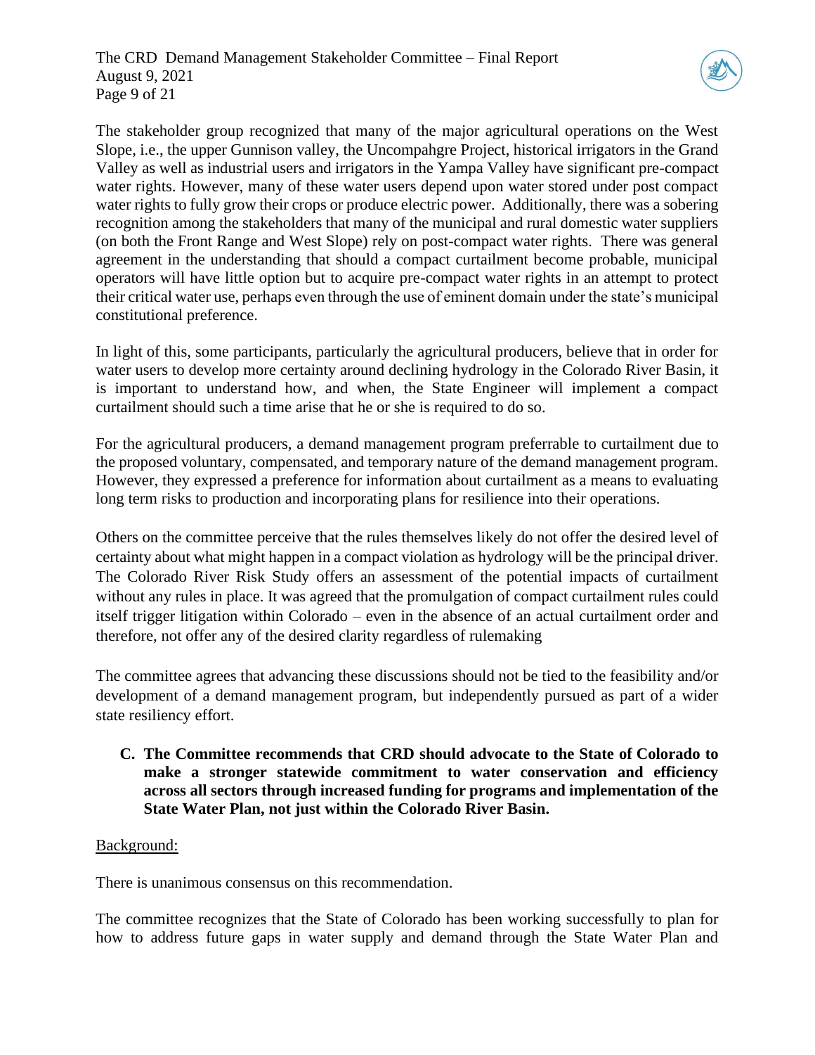The stakeholder group recognized that many of the major agricultural operations on the West Slope, i.e., the upper Gunnison valley, the Uncompahgre Project, historical irrigators in the Grand Valley as well as industrial users and irrigators in the Yampa Valley have significant pre-compact water rights. However, many of these water users depend upon water stored under post compact water rights to fully grow their crops or produce electric power. Additionally, there was a sobering recognition among the stakeholders that many of the municipal and rural domestic water suppliers (on both the Front Range and West Slope) rely on post-compact water rights. There was general agreement in the understanding that should a compact curtailment become probable, municipal operators will have little option but to acquire pre-compact water rights in an attempt to protect their critical water use, perhaps even through the use of eminent domain under the state's municipal constitutional preference.

In light of this, some participants, particularly the agricultural producers, believe that in order for water users to develop more certainty around declining hydrology in the Colorado River Basin, it is important to understand how, and when, the State Engineer will implement a compact curtailment should such a time arise that he or she is required to do so.

For the agricultural producers, a demand management program preferrable to curtailment due to the proposed voluntary, compensated, and temporary nature of the demand management program. However, they expressed a preference for information about curtailment as a means to evaluating long term risks to production and incorporating plans for resilience into their operations.

Others on the committee perceive that the rules themselves likely do not offer the desired level of certainty about what might happen in a compact violation as hydrology will be the principal driver. The Colorado River Risk Study offers an assessment of the potential impacts of curtailment without any rules in place. It was agreed that the promulgation of compact curtailment rules could itself trigger litigation within Colorado – even in the absence of an actual curtailment order and therefore, not offer any of the desired clarity regardless of rulemaking

The committee agrees that advancing these discussions should not be tied to the feasibility and/or development of a demand management program, but independently pursued as part of a wider state resiliency effort.

**C. The Committee recommends that CRD should advocate to the State of Colorado to make a stronger statewide commitment to water conservation and efficiency across all sectors through increased funding for programs and implementation of the State Water Plan, not just within the Colorado River Basin.**

Background:

There is unanimous consensus on this recommendation.

The committee recognizes that the State of Colorado has been working successfully to plan for how to address future gaps in water supply and demand through the State Water Plan and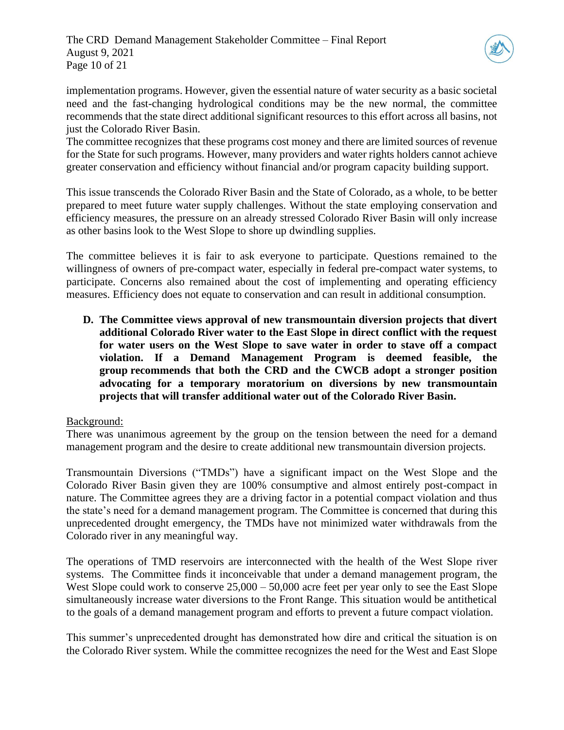implementation programs. However, given the essential nature of water security as a basic societal need and the fast-changing hydrological conditions may be the new normal, the committee recommends that the state direct additional significant resources to this effort across all basins, not just the Colorado River Basin.
The committee recognizes that these programs cost money and there are limited sources of revenue for the State for such programs. However, many providers and water rights holders cannot achieve greater conservation and efficiency without financial and/or program capacity building support.

This issue transcends the Colorado River Basin and the State of Colorado, as a whole, to be better prepared to meet future water supply challenges. Without the state employing conservation and efficiency measures, the pressure on an already stressed Colorado River Basin will only increase as other basins look to the West Slope to shore up dwindling supplies.

The committee believes it is fair to ask everyone to participate. Questions remained to the willingness of owners of pre-compact water, especially in federal pre-compact water systems, to participate. Concerns also remained about the cost of implementing and operating efficiency measures. Efficiency does not equate to conservation and can result in additional consumption.

**D. The Committee views approval of new transmountain diversion projects that divert additional Colorado River water to the East Slope in direct conflict with the request for water users on the West Slope to save water in order to stave off a compact violation. If a Demand Management Program is deemed feasible, the group recommends that both the CRD and the CWCB adopt a stronger position advocating for a temporary moratorium on diversions by new transmountain projects that will transfer additional water out of the Colorado River Basin.**

Background:

There was unanimous agreement by the group on the tension between the need for a demand management program and the desire to create additional new transmountain diversion projects.

Transmountain Diversions ("TMDs") have a significant impact on the West Slope and the Colorado River Basin given they are 100% consumptive and almost entirely post-compact in nature. The Committee agrees they are a driving factor in a potential compact violation and thus the state's need for a demand management program. The Committee is concerned that during this unprecedented drought emergency, the TMDs have not minimized water withdrawals from the Colorado river in any meaningful way.

The operations of TMD reservoirs are interconnected with the health of the West Slope river systems. The Committee finds it inconceivable that under a demand management program, the West Slope could work to conserve 25,000 – 50,000 acre feet per year only to see the East Slope simultaneously increase water diversions to the Front Range. This situation would be antithetical to the goals of a demand management program and efforts to prevent a future compact violation.

This summer's unprecedented drought has demonstrated how dire and critical the situation is on the Colorado River system. While the committee recognizes the need for the West and East Slope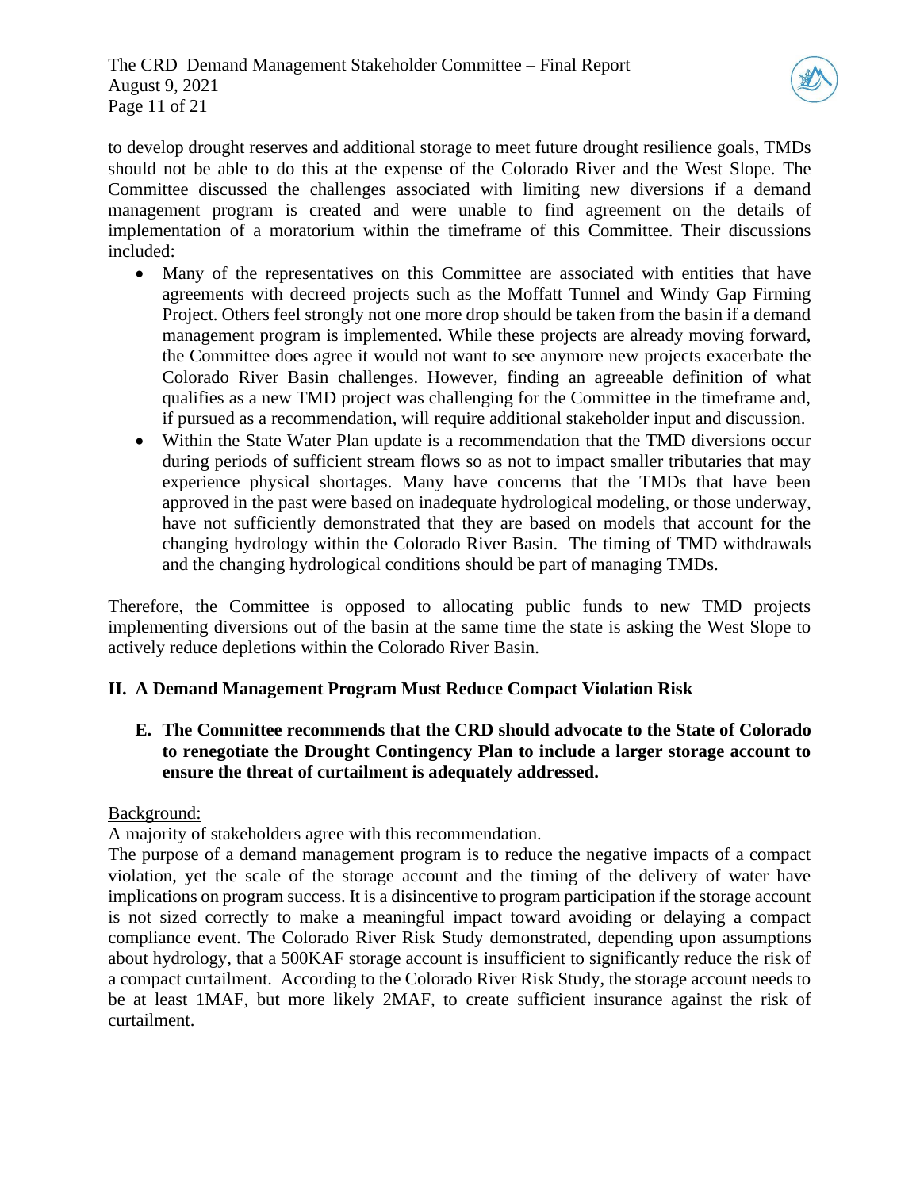to develop drought reserves and additional storage to meet future drought resilience goals, TMDs should not be able to do this at the expense of the Colorado River and the West Slope. The Committee discussed the challenges associated with limiting new diversions if a demand management program is created and were unable to find agreement on the details of implementation of a moratorium within the timeframe of this Committee. Their discussions included:

- Many of the representatives on this Committee are associated with entities that have agreements with decreed projects such as the Moffatt Tunnel and Windy Gap Firming Project. Others feel strongly not one more drop should be taken from the basin if a demand management program is implemented. While these projects are already moving forward, the Committee does agree it would not want to see anymore new projects exacerbate the Colorado River Basin challenges. However, finding an agreeable definition of what qualifies as a new TMD project was challenging for the Committee in the timeframe and, if pursued as a recommendation, will require additional stakeholder input and discussion.
- Within the State Water Plan update is a recommendation that the TMD diversions occur during periods of sufficient stream flows so as not to impact smaller tributaries that may experience physical shortages. Many have concerns that the TMDs that have been approved in the past were based on inadequate hydrological modeling, or those underway, have not sufficiently demonstrated that they are based on models that account for the changing hydrology within the Colorado River Basin. The timing of TMD withdrawals and the changing hydrological conditions should be part of managing TMDs.

Therefore, the Committee is opposed to allocating public funds to new TMD projects implementing diversions out of the basin at the same time the state is asking the West Slope to actively reduce depletions within the Colorado River Basin.

## II. A Demand Management Program Must Reduce Compact Violation Risk

### E. The Committee recommends that the CRD should advocate to the State of Colorado to renegotiate the Drought Contingency Plan to include a larger storage account to ensure the threat of curtailment is adequately addressed.

Background:

A majority of stakeholders agree with this recommendation.

The purpose of a demand management program is to reduce the negative impacts of a compact violation, yet the scale of the storage account and the timing of the delivery of water have implications on program success. It is a disincentive to program participation if the storage account is not sized correctly to make a meaningful impact toward avoiding or delaying a compact compliance event. The Colorado River Risk Study demonstrated, depending upon assumptions about hydrology, that a 500KAF storage account is insufficient to significantly reduce the risk of a compact curtailment. According to the Colorado River Risk Study, the storage account needs to be at least 1MAF, but more likely 2MAF, to create sufficient insurance against the risk of curtailment.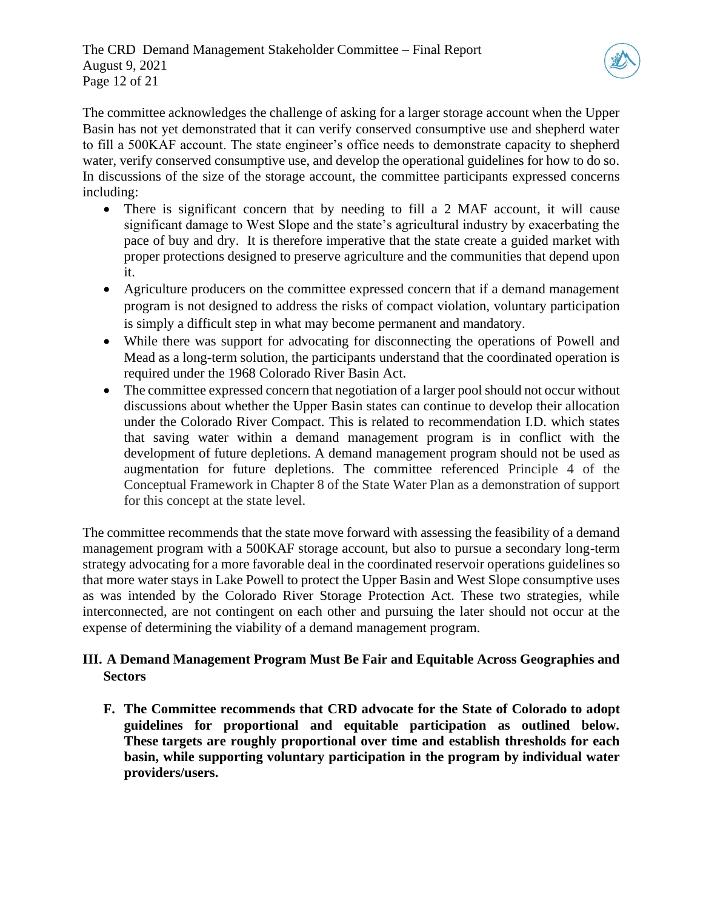The committee acknowledges the challenge of asking for a larger storage account when the Upper Basin has not yet demonstrated that it can verify conserved consumptive use and shepherd water to fill a 500KAF account. The state engineer's office needs to demonstrate capacity to shepherd water, verify conserved consumptive use, and develop the operational guidelines for how to do so. In discussions of the size of the storage account, the committee participants expressed concerns including:

- There is significant concern that by needing to fill a 2 MAF account, it will cause significant damage to West Slope and the state's agricultural industry by exacerbating the pace of buy and dry. It is therefore imperative that the state create a guided market with proper protections designed to preserve agriculture and the communities that depend upon it.
- Agriculture producers on the committee expressed concern that if a demand management program is not designed to address the risks of compact violation, voluntary participation is simply a difficult step in what may become permanent and mandatory.
- While there was support for advocating for disconnecting the operations of Powell and Mead as a long-term solution, the participants understand that the coordinated operation is required under the 1968 Colorado River Basin Act.
- The committee expressed concern that negotiation of a larger pool should not occur without discussions about whether the Upper Basin states can continue to develop their allocation under the Colorado River Compact. This is related to recommendation I.D. which states that saving water within a demand management program is in conflict with the development of future depletions. A demand management program should not be used as augmentation for future depletions. The committee referenced Principle 4 of the Conceptual Framework in Chapter 8 of the State Water Plan as a demonstration of support for this concept at the state level.

The committee recommends that the state move forward with assessing the feasibility of a demand management program with a 500KAF storage account, but also to pursue a secondary long-term strategy advocating for a more favorable deal in the coordinated reservoir operations guidelines so that more water stays in Lake Powell to protect the Upper Basin and West Slope consumptive uses as was intended by the Colorado River Storage Protection Act. These two strategies, while interconnected, are not contingent on each other and pursuing the later should not occur at the expense of determining the viability of a demand management program.

## III. A Demand Management Program Must Be Fair and Equitable Across Geographies and Sectors

**F. The Committee recommends that CRD advocate for the State of Colorado to adopt guidelines for proportional and equitable participation as outlined below. These targets are roughly proportional over time and establish thresholds for each basin, while supporting voluntary participation in the program by individual water providers/users.**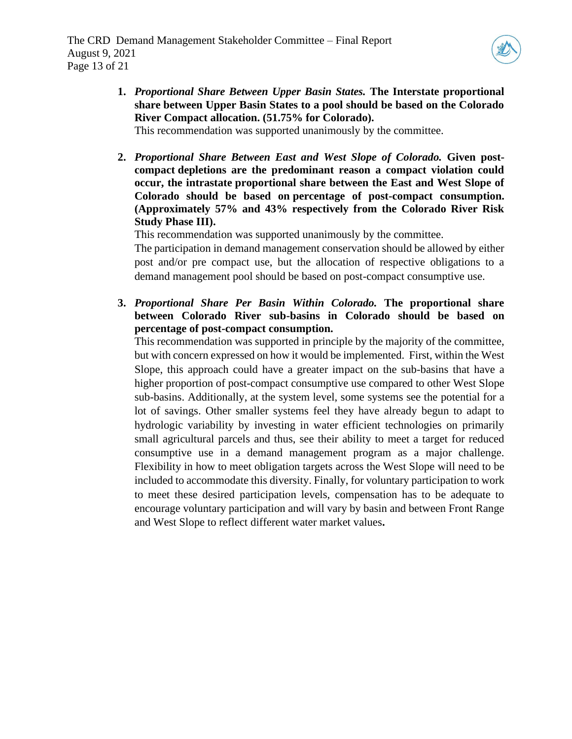1. ***Proportional Share Between Upper Basin States.*** **The Interstate proportional share between Upper Basin States to a pool should be based on the Colorado River Compact allocation. (51.75% for Colorado).**
   This recommendation was supported unanimously by the committee.

2. ***Proportional Share Between East and West Slope of Colorado.*** **Given post-compact depletions are the predominant reason a compact violation could occur, the intrastate proportional share between the East and West Slope of Colorado should be based on percentage of post-compact consumption. (Approximately 57% and 43% respectively from the Colorado River Risk Study Phase III).**
   This recommendation was supported unanimously by the committee.
   The participation in demand management conservation should be allowed by either post and/or pre compact use, but the allocation of respective obligations to a demand management pool should be based on post-compact consumptive use.

3. ***Proportional Share Per Basin Within Colorado.*** **The proportional share between Colorado River sub-basins in Colorado should be based on percentage of post-compact consumption.**
   This recommendation was supported in principle by the majority of the committee, but with concern expressed on how it would be implemented. First, within the West Slope, this approach could have a greater impact on the sub-basins that have a higher proportion of post-compact consumptive use compared to other West Slope sub-basins. Additionally, at the system level, some systems see the potential for a lot of savings. Other smaller systems feel they have already begun to adapt to hydrologic variability by investing in water efficient technologies on primarily small agricultural parcels and thus, see their ability to meet a target for reduced consumptive use in a demand management program as a major challenge. Flexibility in how to meet obligation targets across the West Slope will need to be included to accommodate this diversity. Finally, for voluntary participation to work to meet these desired participation levels, compensation has to be adequate to encourage voluntary participation and will vary by basin and between Front Range and West Slope to reflect different water market values.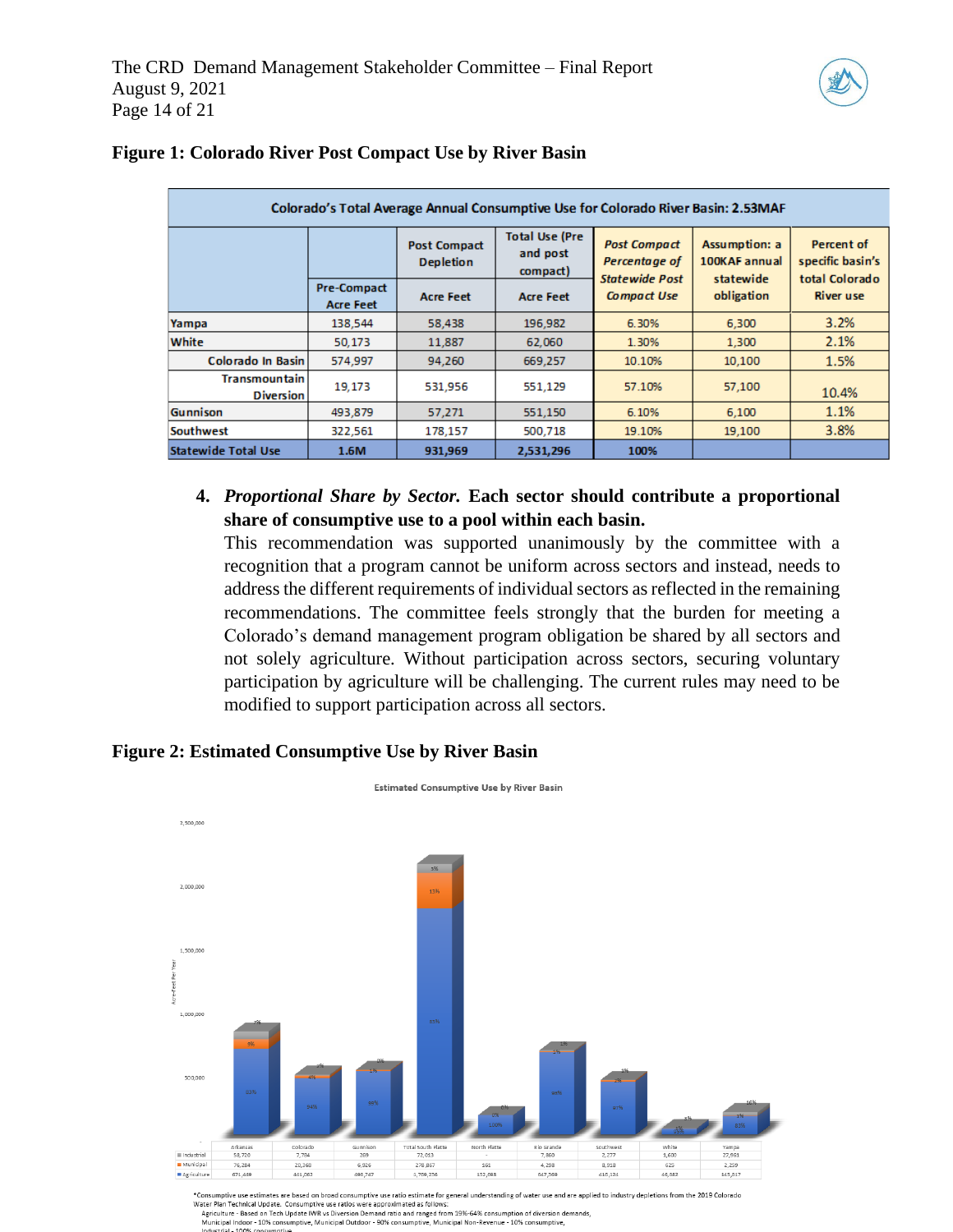**Figure 1: Colorado River Post Compact Use by River Basin**

| Colorado's Total Average Annual Consumptive Use for Colorado River Basin: 2.53MAF | | | | | | |
|---|---|---|---|---|---|---|
| | | Post Compact Depletion | Total Use (Pre and post compact) | *Post Compact Percentage of Statewide Post Compact Use* | Assumption: a 100KAF annual statewide obligation | Percent of specific basin's total Colorado River use |
| | Pre-Compact Acre Feet | Acre Feet | Acre Feet | | | |
| Yampa | 138,544 | 58,438 | 196,982 | 6.30% | 6,300 | 3.2% |
| White | 50,173 | 11,887 | 62,060 | 1.30% | 1,300 | 2.1% |
| Colorado In Basin | 574,997 | 94,260 | 669,257 | 10.10% | 10,100 | 1.5% |
| Transmountain Diversion | 19,173 | 531,956 | 551,129 | 57.10% | 57,100 | 10.4% |
| Gunnison | 493,879 | 57,271 | 551,150 | 6.10% | 6,100 | 1.1% |
| Southwest | 322,561 | 178,157 | 500,718 | 19.10% | 19,100 | 3.8% |
| Statewide Total Use | 1.6M | 931,969 | 2,531,296 | 100% | | |

4. ***Proportional Share by Sector.* Each sector should contribute a proportional share of consumptive use to a pool within each basin.**
   This recommendation was supported unanimously by the committee with a recognition that a program cannot be uniform across sectors and instead, needs to address the different requirements of individual sectors as reflected in the remaining recommendations. The committee feels strongly that the burden for meeting a Colorado's demand management program obligation be shared by all sectors and not solely agriculture. Without participation across sectors, securing voluntary participation by agriculture will be challenging. The current rules may need to be modified to support participation across all sectors.

**Figure 2: Estimated Consumptive Use by River Basin**

Estimated Consumptive Use by River Basin

| | Arkansas | Colorado | Gunnison | Total South Platte | North Platte | Rio Grande | Southwest | White | Yampa |
|---|---|---|---|---|---|---|---|---|---|
| Industrial | 58,720 | 7,794 | 269 | 72,013 | - | 7,860 | 2,277 | 1,600 | 27,961 |
| Municipal | 76,284 | 20,368 | 6,926 | 278,867 | 161 | 4,298 | 8,918 | 625 | 2,259 |
| Agriculture | 671,489 | 461,062 | 490,747 | 1,769,256 | 152,088 | 647,569 | 410,124 | 46,882 | 145,017 |

*Consumptive use estimates are based on broad consumptive use ratio estimate for general understanding of water use and are applied to industry depletions from the 2019 Colorado Water Plan Technical Update. Consumptive use ratios were approximated as follows:
Agriculture - Based on Tech Update IWR vs Diversion Demand ratio and ranged from 19%-64% consumption of diversion demands,
Municipal Indoor - 10% consumptive, Municipal Outdoor - 90% consumptive, Municipal Non-Revenue - 10% consumptive,
Industrial - 100% consumptive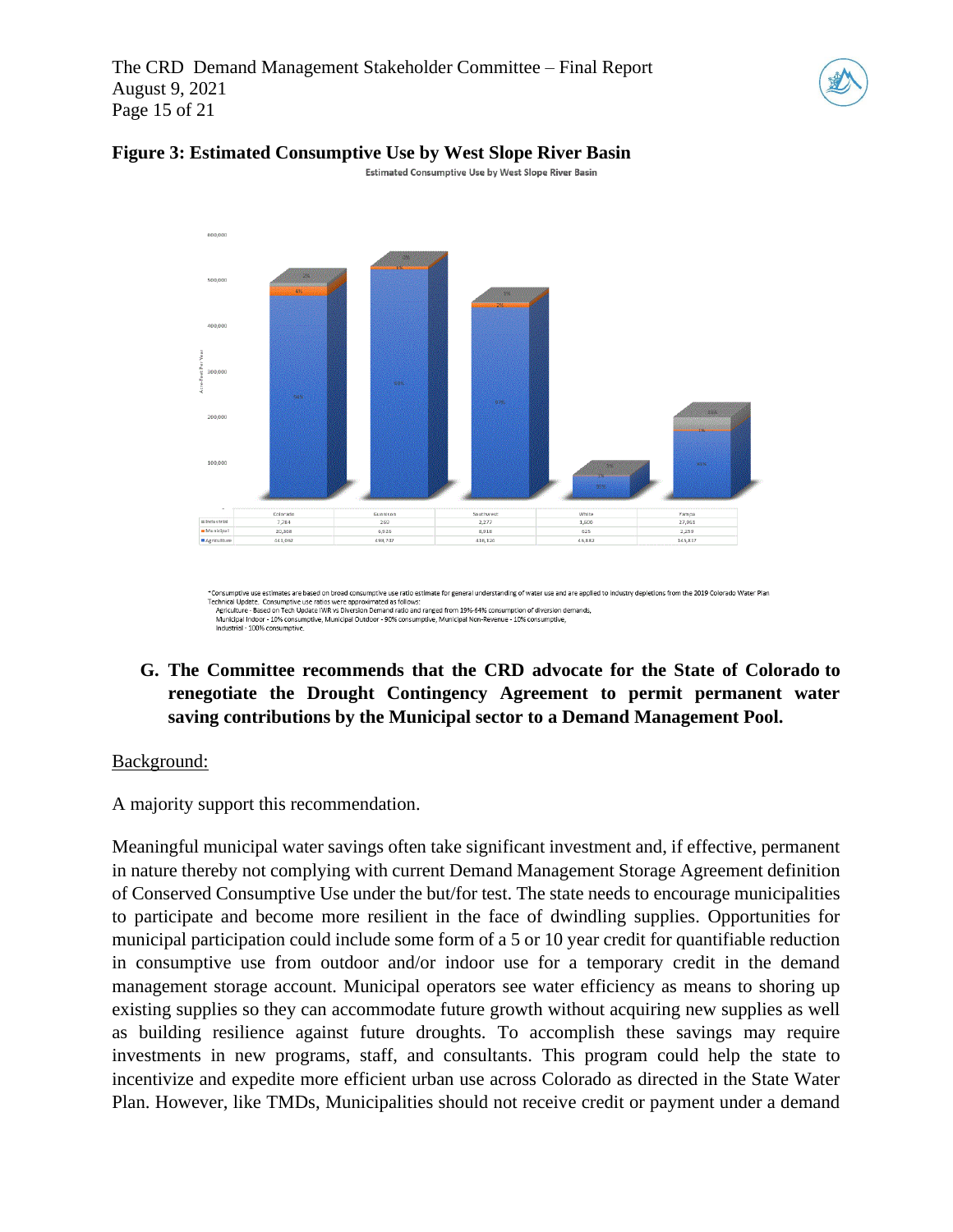**Figure 3: Estimated Consumptive Use by West Slope River Basin**

Estimated Consumptive Use by West Slope River Basin

| | Colorado | Gunnison | Southwest | White | Yampa |
|---|---|---|---|---|---|
| Industrial | 7,784 | 260 | 2,277 | 1,600 | 27,961 |
| Municipal | 20,368 | 6,926 | 8,916 | 625 | 2,259 |
| Agriculture | 461,062 | 498,707 | 418,126 | 46,882 | 143,837 |

*Consumptive use estimates are based on broad consumptive use ratio estimate for general understanding of water use and are applied to industry depletions from the 2019 Colorado Water Plan Technical Update. Consumptive use ratios were approximated as follows:
Agriculture - Based on Tech Update IWR vs Diversion Demand ratio and ranged from 19%-64% consumption of diversion demands,
Municipal Indoor - 10% consumptive, Municipal Outdoor - 90% consumptive, Municipal Non-Revenue - 10% consumptive,
Industrial - 100% consumptive.

**G. The Committee recommends that the CRD advocate for the State of Colorado to renegotiate the Drought Contingency Agreement to permit permanent water saving contributions by the Municipal sector to a Demand Management Pool.**

Background:

A majority support this recommendation.

Meaningful municipal water savings often take significant investment and, if effective, permanent in nature thereby not complying with current Demand Management Storage Agreement definition of Conserved Consumptive Use under the but/for test. The state needs to encourage municipalities to participate and become more resilient in the face of dwindling supplies. Opportunities for municipal participation could include some form of a 5 or 10 year credit for quantifiable reduction in consumptive use from outdoor and/or indoor use for a temporary credit in the demand management storage account. Municipal operators see water efficiency as means to shoring up existing supplies so they can accommodate future growth without acquiring new supplies as well as building resilience against future droughts. To accomplish these savings may require investments in new programs, staff, and consultants. This program could help the state to incentivize and expedite more efficient urban use across Colorado as directed in the State Water Plan. However, like TMDs, Municipalities should not receive credit or payment under a demand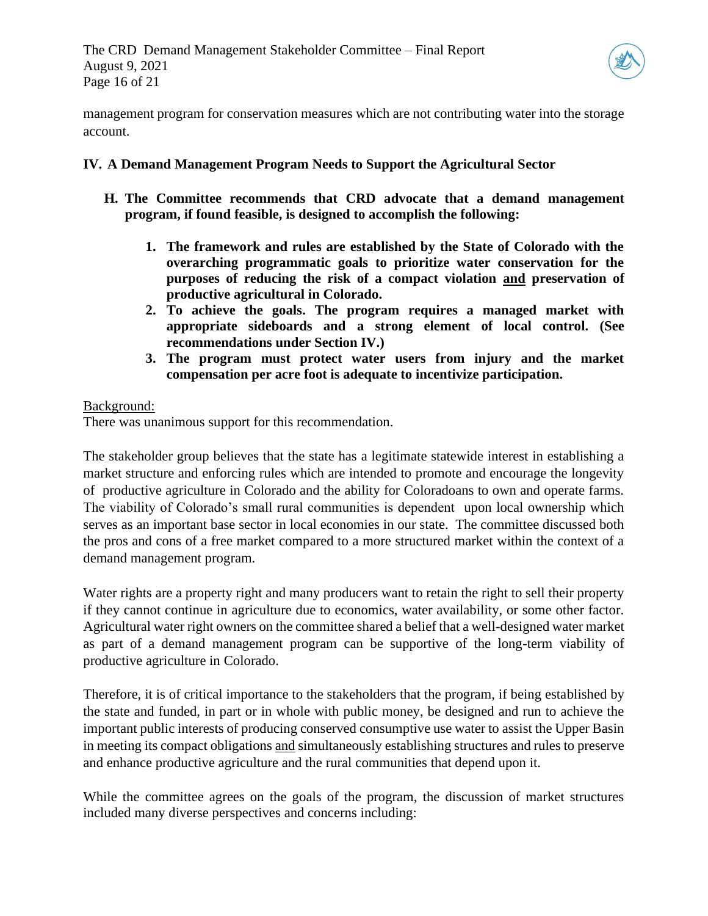management program for conservation measures which are not contributing water into the storage account.

## IV. A Demand Management Program Needs to Support the Agricultural Sector

**H. The Committee recommends that CRD advocate that a demand management program, if found feasible, is designed to accomplish the following:**

1. **The framework and rules are established by the State of Colorado with the overarching programmatic goals to prioritize water conservation for the purposes of reducing the risk of a compact violation <u>and</u> preservation of productive agricultural in Colorado.**
2. **To achieve the goals. The program requires a managed market with appropriate sideboards and a strong element of local control. (See recommendations under Section IV.)**
3. **The program must protect water users from injury and the market compensation per acre foot is adequate to incentivize participation.**

<u>Background:</u>
There was unanimous support for this recommendation.

The stakeholder group believes that the state has a legitimate statewide interest in establishing a market structure and enforcing rules which are intended to promote and encourage the longevity of productive agriculture in Colorado and the ability for Coloradoans to own and operate farms. The viability of Colorado's small rural communities is dependent upon local ownership which serves as an important base sector in local economies in our state. The committee discussed both the pros and cons of a free market compared to a more structured market within the context of a demand management program.

Water rights are a property right and many producers want to retain the right to sell their property if they cannot continue in agriculture due to economics, water availability, or some other factor. Agricultural water right owners on the committee shared a belief that a well-designed water market as part of a demand management program can be supportive of the long-term viability of productive agriculture in Colorado.

Therefore, it is of critical importance to the stakeholders that the program, if being established by the state and funded, in part or in whole with public money, be designed and run to achieve the important public interests of producing conserved consumptive use water to assist the Upper Basin in meeting its compact obligations <u>and</u> simultaneously establishing structures and rules to preserve and enhance productive agriculture and the rural communities that depend upon it.

While the committee agrees on the goals of the program, the discussion of market structures included many diverse perspectives and concerns including: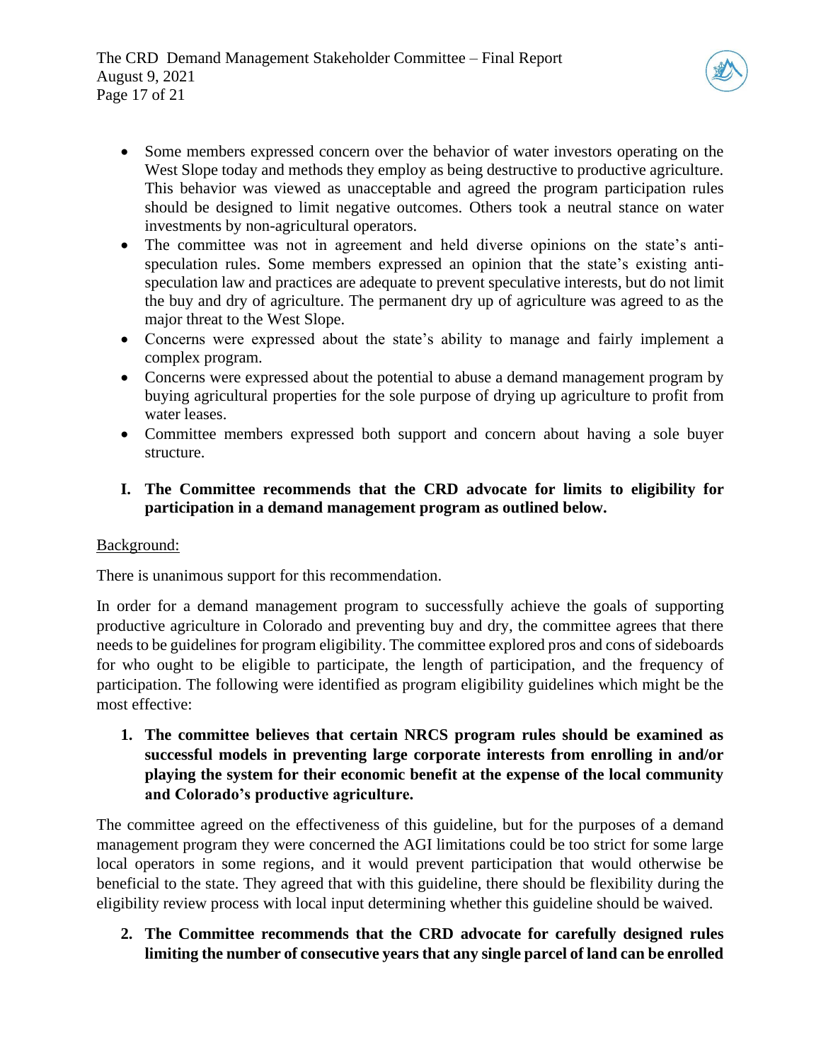- Some members expressed concern over the behavior of water investors operating on the West Slope today and methods they employ as being destructive to productive agriculture. This behavior was viewed as unacceptable and agreed the program participation rules should be designed to limit negative outcomes. Others took a neutral stance on water investments by non-agricultural operators.
- The committee was not in agreement and held diverse opinions on the state's anti-speculation rules. Some members expressed an opinion that the state's existing anti-speculation law and practices are adequate to prevent speculative interests, but do not limit the buy and dry of agriculture. The permanent dry up of agriculture was agreed to as the major threat to the West Slope.
- Concerns were expressed about the state's ability to manage and fairly implement a complex program.
- Concerns were expressed about the potential to abuse a demand management program by buying agricultural properties for the sole purpose of drying up agriculture to profit from water leases.
- Committee members expressed both support and concern about having a sole buyer structure.

**I. The Committee recommends that the CRD advocate for limits to eligibility for participation in a demand management program as outlined below.**

Background:

There is unanimous support for this recommendation.

In order for a demand management program to successfully achieve the goals of supporting productive agriculture in Colorado and preventing buy and dry, the committee agrees that there needs to be guidelines for program eligibility. The committee explored pros and cons of sideboards for who ought to be eligible to participate, the length of participation, and the frequency of participation. The following were identified as program eligibility guidelines which might be the most effective:

**1. The committee believes that certain NRCS program rules should be examined as successful models in preventing large corporate interests from enrolling in and/or playing the system for their economic benefit at the expense of the local community and Colorado's productive agriculture.**

The committee agreed on the effectiveness of this guideline, but for the purposes of a demand management program they were concerned the AGI limitations could be too strict for some large local operators in some regions, and it would prevent participation that would otherwise be beneficial to the state. They agreed that with this guideline, there should be flexibility during the eligibility review process with local input determining whether this guideline should be waived.

**2. The Committee recommends that the CRD advocate for carefully designed rules limiting the number of consecutive years that any single parcel of land can be enrolled**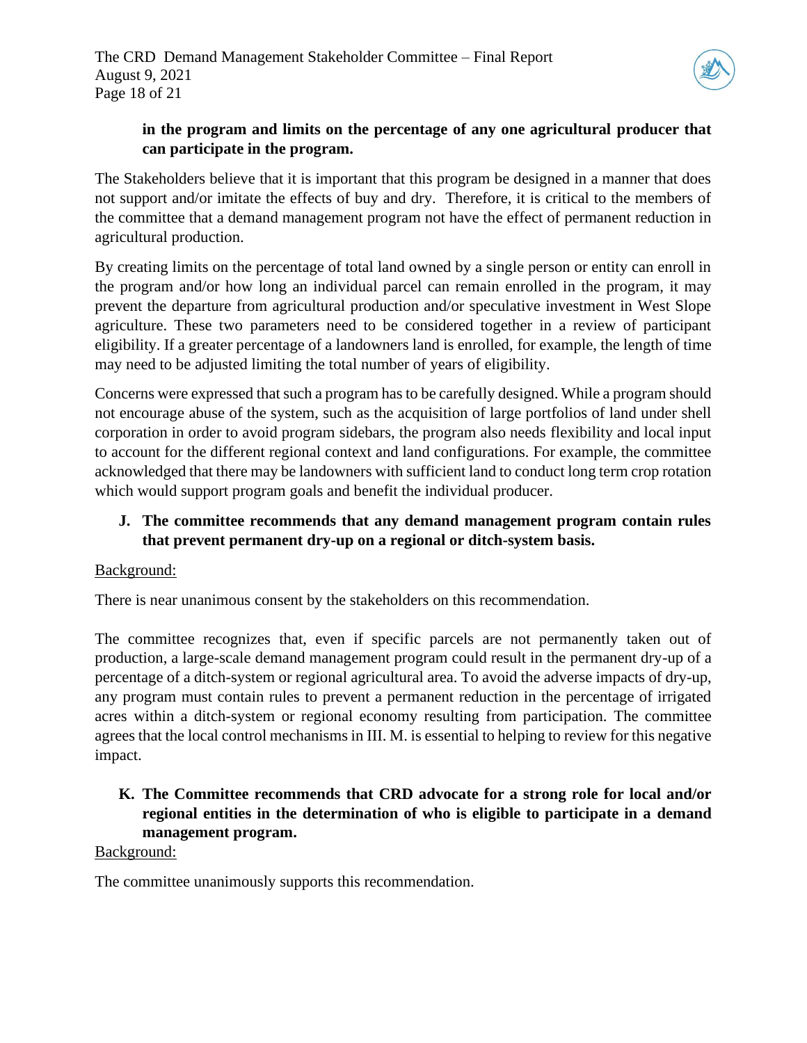**in the program and limits on the percentage of any one agricultural producer that can participate in the program.**

The Stakeholders believe that it is important that this program be designed in a manner that does not support and/or imitate the effects of buy and dry. Therefore, it is critical to the members of the committee that a demand management program not have the effect of permanent reduction in agricultural production.

By creating limits on the percentage of total land owned by a single person or entity can enroll in the program and/or how long an individual parcel can remain enrolled in the program, it may prevent the departure from agricultural production and/or speculative investment in West Slope agriculture. These two parameters need to be considered together in a review of participant eligibility. If a greater percentage of a landowners land is enrolled, for example, the length of time may need to be adjusted limiting the total number of years of eligibility.

Concerns were expressed that such a program has to be carefully designed. While a program should not encourage abuse of the system, such as the acquisition of large portfolios of land under shell corporation in order to avoid program sidebars, the program also needs flexibility and local input to account for the different regional context and land configurations. For example, the committee acknowledged that there may be landowners with sufficient land to conduct long term crop rotation which would support program goals and benefit the individual producer.

**J. The committee recommends that any demand management program contain rules that prevent permanent dry-up on a regional or ditch-system basis.**

<u>Background:</u>

There is near unanimous consent by the stakeholders on this recommendation.

The committee recognizes that, even if specific parcels are not permanently taken out of production, a large-scale demand management program could result in the permanent dry-up of a percentage of a ditch-system or regional agricultural area. To avoid the adverse impacts of dry-up, any program must contain rules to prevent a permanent reduction in the percentage of irrigated acres within a ditch-system or regional economy resulting from participation. The committee agrees that the local control mechanisms in III. M. is essential to helping to review for this negative impact.

**K. The Committee recommends that CRD advocate for a strong role for local and/or regional entities in the determination of who is eligible to participate in a demand management program.**

<u>Background:</u>

The committee unanimously supports this recommendation.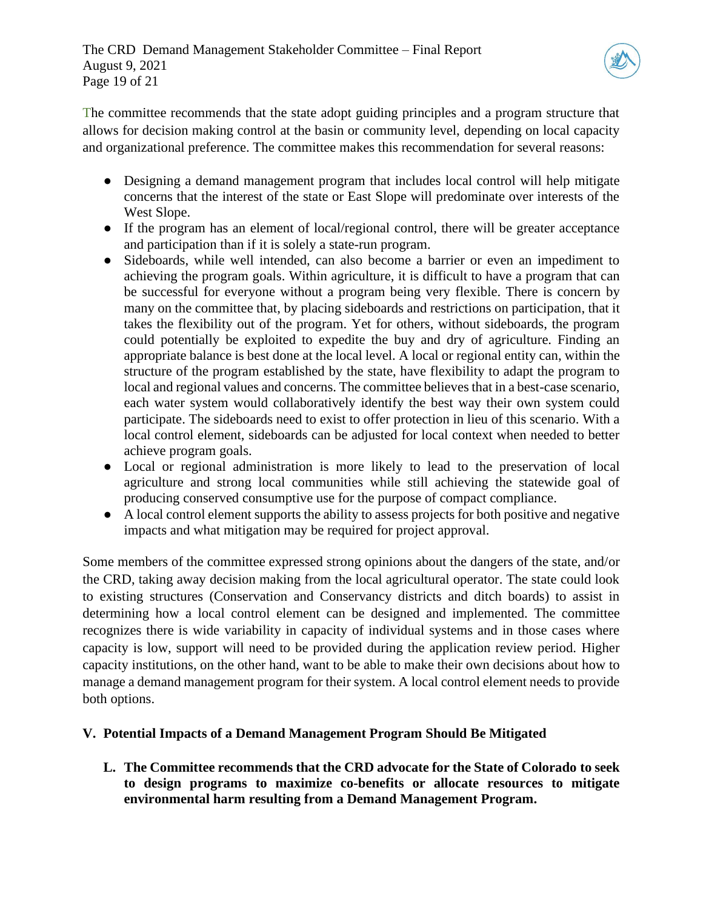The committee recommends that the state adopt guiding principles and a program structure that allows for decision making control at the basin or community level, depending on local capacity and organizational preference. The committee makes this recommendation for several reasons:

- Designing a demand management program that includes local control will help mitigate concerns that the interest of the state or East Slope will predominate over interests of the West Slope.
- If the program has an element of local/regional control, there will be greater acceptance and participation than if it is solely a state-run program.
- Sideboards, while well intended, can also become a barrier or even an impediment to achieving the program goals. Within agriculture, it is difficult to have a program that can be successful for everyone without a program being very flexible. There is concern by many on the committee that, by placing sideboards and restrictions on participation, that it takes the flexibility out of the program. Yet for others, without sideboards, the program could potentially be exploited to expedite the buy and dry of agriculture. Finding an appropriate balance is best done at the local level. A local or regional entity can, within the structure of the program established by the state, have flexibility to adapt the program to local and regional values and concerns. The committee believes that in a best-case scenario, each water system would collaboratively identify the best way their own system could participate. The sideboards need to exist to offer protection in lieu of this scenario. With a local control element, sideboards can be adjusted for local context when needed to better achieve program goals.
- Local or regional administration is more likely to lead to the preservation of local agriculture and strong local communities while still achieving the statewide goal of producing conserved consumptive use for the purpose of compact compliance.
- A local control element supports the ability to assess projects for both positive and negative impacts and what mitigation may be required for project approval.

Some members of the committee expressed strong opinions about the dangers of the state, and/or the CRD, taking away decision making from the local agricultural operator. The state could look to existing structures (Conservation and Conservancy districts and ditch boards) to assist in determining how a local control element can be designed and implemented. The committee recognizes there is wide variability in capacity of individual systems and in those cases where capacity is low, support will need to be provided during the application review period. Higher capacity institutions, on the other hand, want to be able to make their own decisions about how to manage a demand management program for their system. A local control element needs to provide both options.

## V. Potential Impacts of a Demand Management Program Should Be Mitigated

### L. The Committee recommends that the CRD advocate for the State of Colorado to seek to design programs to maximize co-benefits or allocate resources to mitigate environmental harm resulting from a Demand Management Program.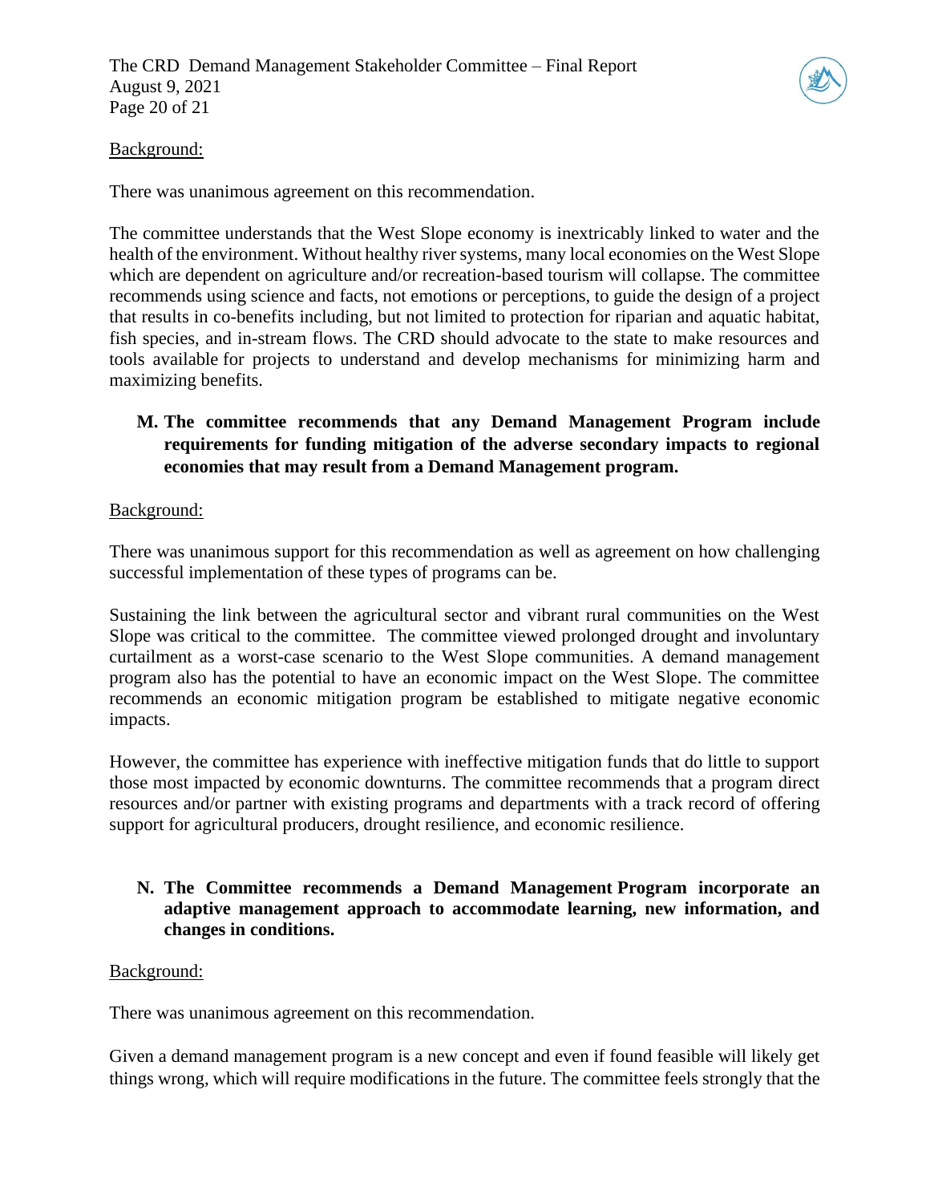Background:

There was unanimous agreement on this recommendation.

The committee understands that the West Slope economy is inextricably linked to water and the health of the environment. Without healthy river systems, many local economies on the West Slope which are dependent on agriculture and/or recreation-based tourism will collapse. The committee recommends using science and facts, not emotions or perceptions, to guide the design of a project that results in co-benefits including, but not limited to protection for riparian and aquatic habitat, fish species, and in-stream flows. The CRD should advocate to the state to make resources and tools available for projects to understand and develop mechanisms for minimizing harm and maximizing benefits.

**M. The committee recommends that any Demand Management Program include requirements for funding mitigation of the adverse secondary impacts to regional economies that may result from a Demand Management program.**

Background:

There was unanimous support for this recommendation as well as agreement on how challenging successful implementation of these types of programs can be.

Sustaining the link between the agricultural sector and vibrant rural communities on the West Slope was critical to the committee. The committee viewed prolonged drought and involuntary curtailment as a worst-case scenario to the West Slope communities. A demand management program also has the potential to have an economic impact on the West Slope. The committee recommends an economic mitigation program be established to mitigate negative economic impacts.

However, the committee has experience with ineffective mitigation funds that do little to support those most impacted by economic downturns. The committee recommends that a program direct resources and/or partner with existing programs and departments with a track record of offering support for agricultural producers, drought resilience, and economic resilience.

**N. The Committee recommends a Demand Management Program incorporate an adaptive management approach to accommodate learning, new information, and changes in conditions.**

Background:

There was unanimous agreement on this recommendation.

Given a demand management program is a new concept and even if found feasible will likely get things wrong, which will require modifications in the future. The committee feels strongly that the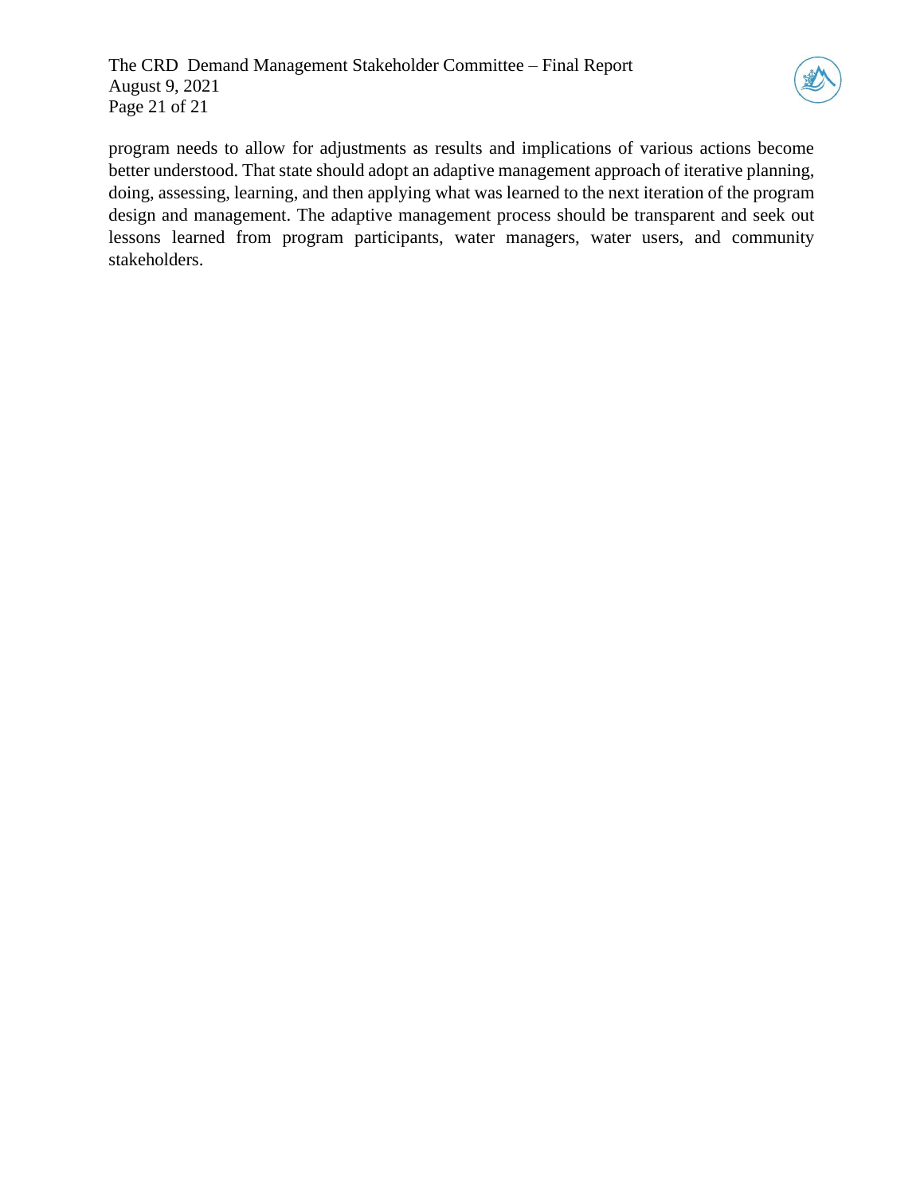program needs to allow for adjustments as results and implications of various actions become better understood. That state should adopt an adaptive management approach of iterative planning, doing, assessing, learning, and then applying what was learned to the next iteration of the program design and management. The adaptive management process should be transparent and seek out lessons learned from program participants, water managers, water users, and community stakeholders.